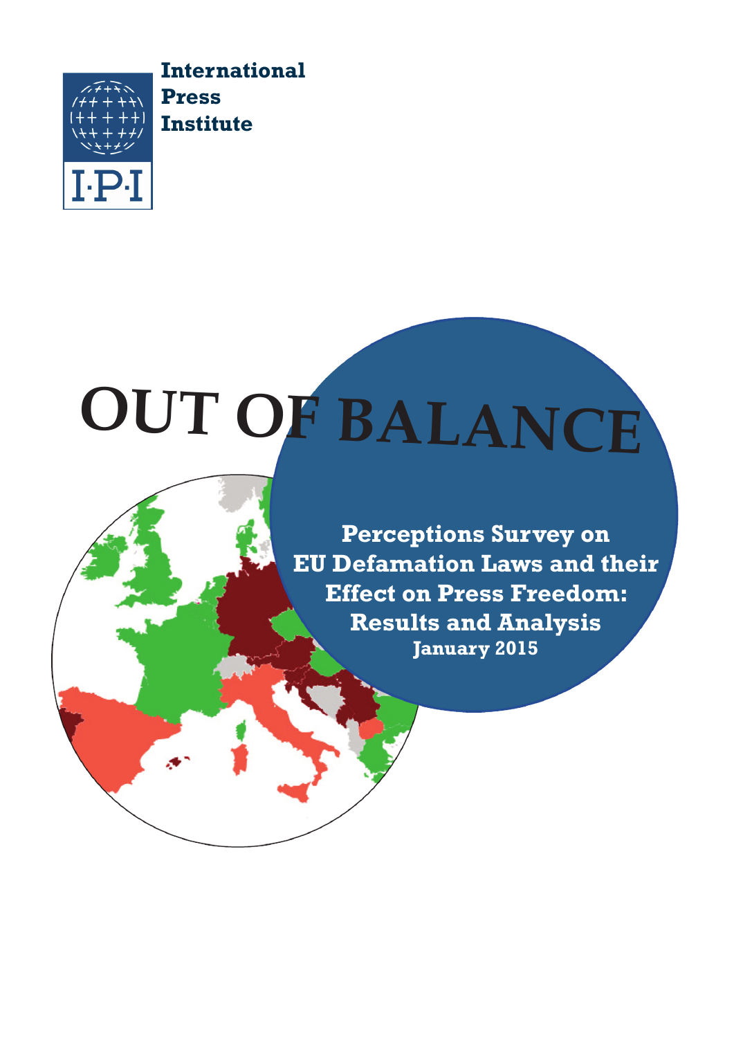International Press Institute

I·P·I

# OUT OF BALANCE

## Perceptions Survey on EU Defamation Laws and their Effect on Press Freedom: Results and Analysis

**January 2015**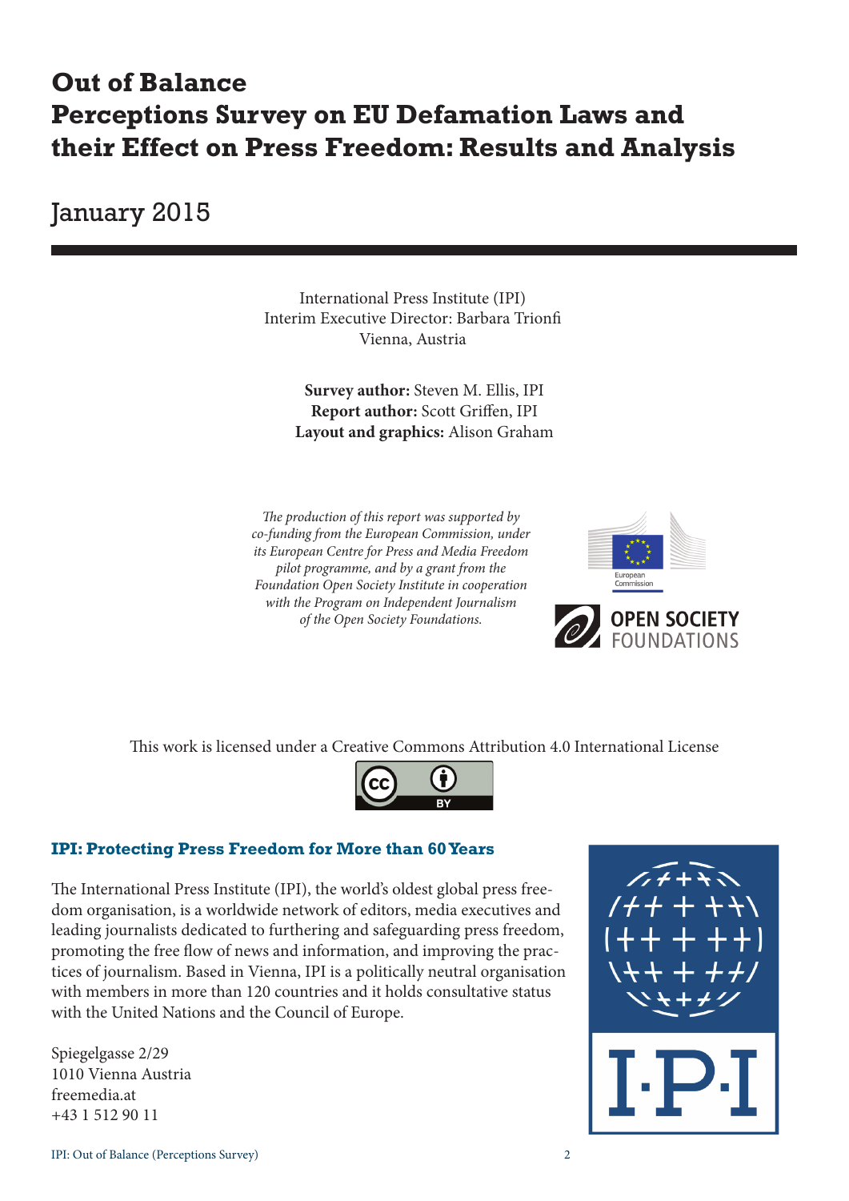# Out of Balance
# Perceptions Survey on EU Defamation Laws and their Effect on Press Freedom: Results and Analysis

## January 2015

International Press Institute (IPI)
Interim Executive Director: Barbara Trionfi
Vienna, Austria

**Survey author:** Steven M. Ellis, IPI
**Report author:** Scott Griffen, IPI
**Layout and graphics:** Alison Graham

*The production of this report was supported by co-funding from the European Commission, under its European Centre for Press and Media Freedom pilot programme, and by a grant from the Foundation Open Society Institute in cooperation with the Program on Independent Journalism of the Open Society Foundations.*

This work is licensed under a Creative Commons Attribution 4.0 International License

### IPI: Protecting Press Freedom for More than 60 Years

The International Press Institute (IPI), the world's oldest global press freedom organisation, is a worldwide network of editors, media executives and leading journalists dedicated to furthering and safeguarding press freedom, promoting the free flow of news and information, and improving the practices of journalism. Based in Vienna, IPI is a politically neutral organisation with members in more than 120 countries and it holds consultative status with the United Nations and the Council of Europe.

Spiegelgasse 2/29
1010 Vienna Austria
freemedia.at
+43 1 512 90 11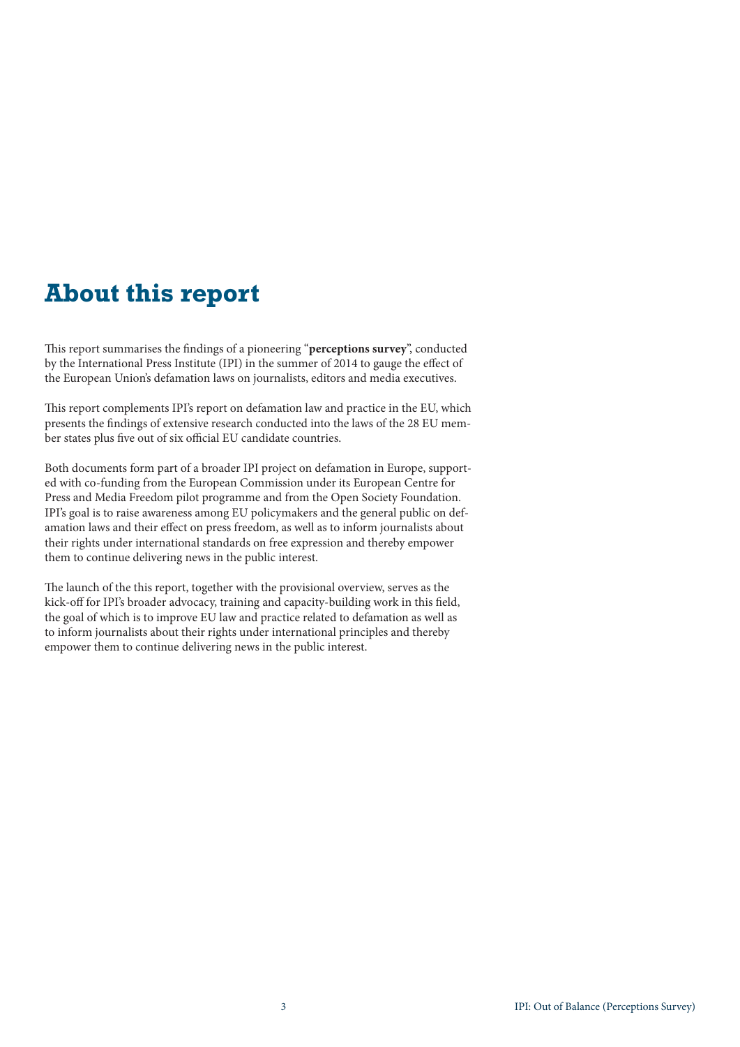# About this report

This report summarises the findings of a pioneering "**perceptions survey**", conducted by the International Press Institute (IPI) in the summer of 2014 to gauge the effect of the European Union's defamation laws on journalists, editors and media executives.

This report complements IPI's report on defamation law and practice in the EU, which presents the findings of extensive research conducted into the laws of the 28 EU member states plus five out of six official EU candidate countries.

Both documents form part of a broader IPI project on defamation in Europe, supported with co-funding from the European Commission under its European Centre for Press and Media Freedom pilot programme and from the Open Society Foundation. IPI's goal is to raise awareness among EU policymakers and the general public on defamation laws and their effect on press freedom, as well as to inform journalists about their rights under international standards on free expression and thereby empower them to continue delivering news in the public interest.

The launch of the this report, together with the provisional overview, serves as the kick-off for IPI's broader advocacy, training and capacity-building work in this field, the goal of which is to improve EU law and practice related to defamation as well as to inform journalists about their rights under international principles and thereby empower them to continue delivering news in the public interest.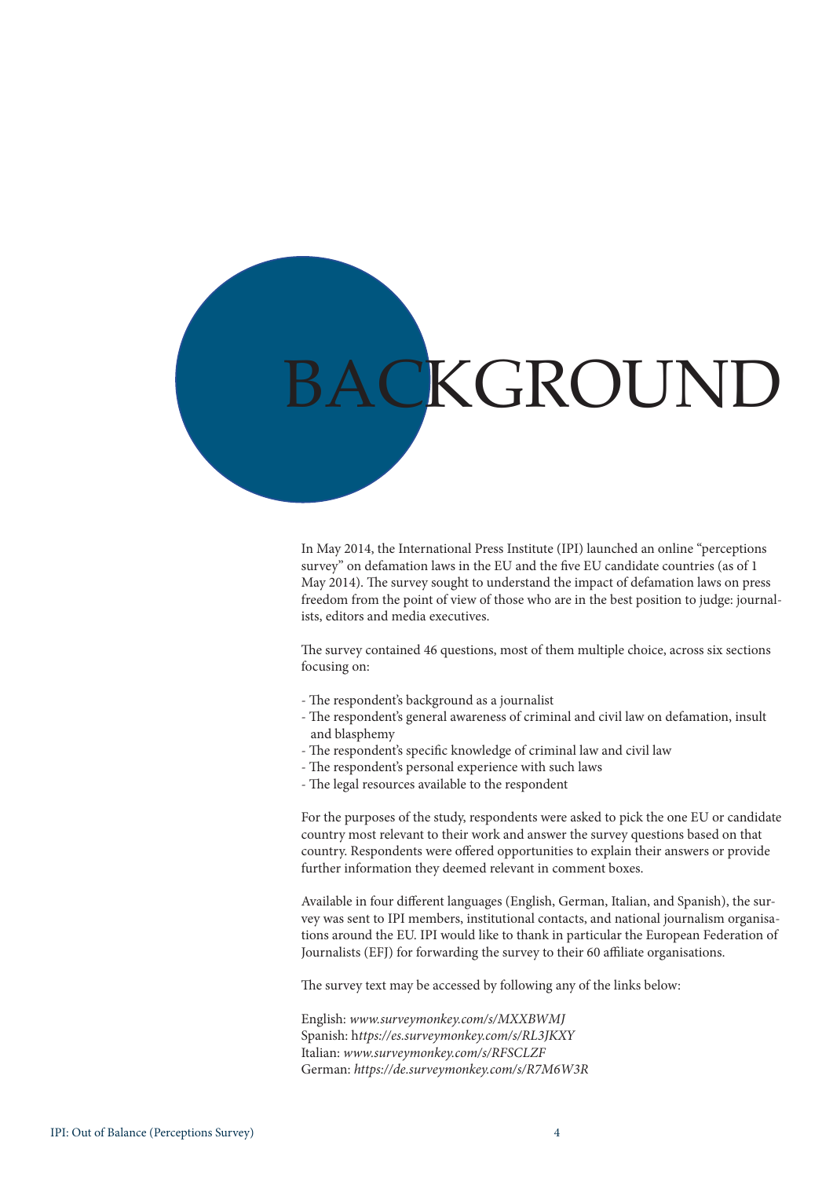# BACKGROUND

In May 2014, the International Press Institute (IPI) launched an online "perceptions survey" on defamation laws in the EU and the five EU candidate countries (as of 1 May 2014). The survey sought to understand the impact of defamation laws on press freedom from the point of view of those who are in the best position to judge: journalists, editors and media executives.

The survey contained 46 questions, most of them multiple choice, across six sections focusing on:

- The respondent's background as a journalist
- The respondent's general awareness of criminal and civil law on defamation, insult and blasphemy
- The respondent's specific knowledge of criminal law and civil law
- The respondent's personal experience with such laws
- The legal resources available to the respondent

For the purposes of the study, respondents were asked to pick the one EU or candidate country most relevant to their work and answer the survey questions based on that country. Respondents were offered opportunities to explain their answers or provide further information they deemed relevant in comment boxes.

Available in four different languages (English, German, Italian, and Spanish), the survey was sent to IPI members, institutional contacts, and national journalism organisations around the EU. IPI would like to thank in particular the European Federation of Journalists (EFJ) for forwarding the survey to their 60 affiliate organisations.

The survey text may be accessed by following any of the links below:

English: *www.surveymonkey.com/s/MXXBWMJ*
Spanish: h*ttps://es.surveymonkey.com/s/RL3JKXY*
Italian: *www.surveymonkey.com/s/RFSCLZF*
German: *https://de.surveymonkey.com/s/R7M6W3R*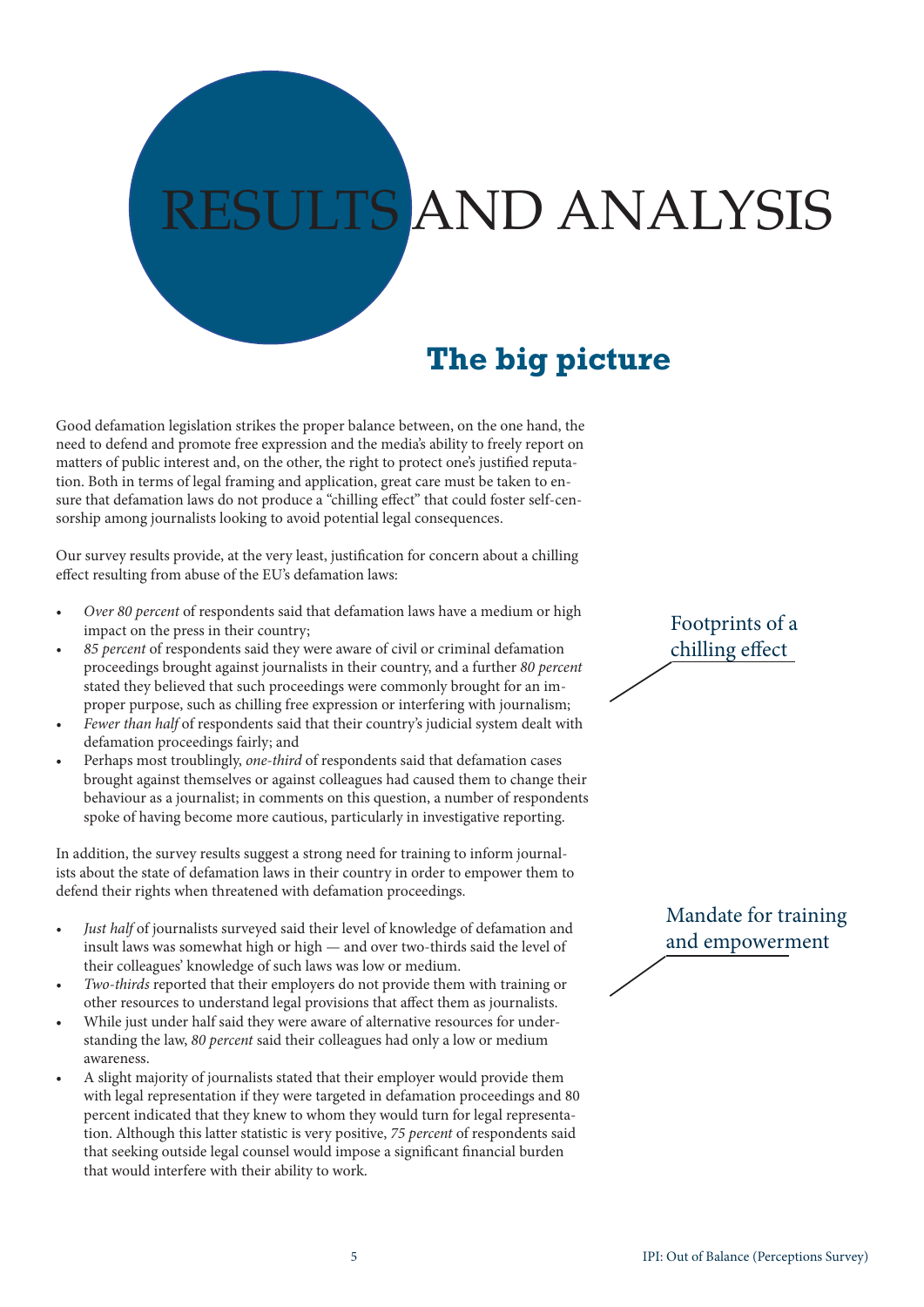# RESULTS AND ANALYSIS

## The big picture

Good defamation legislation strikes the proper balance between, on the one hand, the need to defend and promote free expression and the media's ability to freely report on matters of public interest and, on the other, the right to protect one's justified reputation. Both in terms of legal framing and application, great care must be taken to ensure that defamation laws do not produce a "chilling effect" that could foster self-censorship among journalists looking to avoid potential legal consequences.

Our survey results provide, at the very least, justification for concern about a chilling effect resulting from abuse of the EU's defamation laws:

### Footprints of a chilling effect

- *Over 80 percent* of respondents said that defamation laws have a medium or high impact on the press in their country;
- *85 percent* of respondents said they were aware of civil or criminal defamation proceedings brought against journalists in their country, and a further *80 percent* stated they believed that such proceedings were commonly brought for an improper purpose, such as chilling free expression or interfering with journalism;
- *Fewer than half* of respondents said that their country's judicial system dealt with defamation proceedings fairly; and
- Perhaps most troublingly, *one-third* of respondents said that defamation cases brought against themselves or against colleagues had caused them to change their behaviour as a journalist; in comments on this question, a number of respondents spoke of having become more cautious, particularly in investigative reporting.

In addition, the survey results suggest a strong need for training to inform journalists about the state of defamation laws in their country in order to empower them to defend their rights when threatened with defamation proceedings.

### Mandate for training and empowerment

- *Just half* of journalists surveyed said their level of knowledge of defamation and insult laws was somewhat high or high — and over two-thirds said the level of their colleagues' knowledge of such laws was low or medium.
- *Two-thirds* reported that their employers do not provide them with training or other resources to understand legal provisions that affect them as journalists.
- While just under half said they were aware of alternative resources for understanding the law, *80 percent* said their colleagues had only a low or medium awareness.
- A slight majority of journalists stated that their employer would provide them with legal representation if they were targeted in defamation proceedings and 80 percent indicated that they knew to whom they would turn for legal representation. Although this latter statistic is very positive, *75 percent* of respondents said that seeking outside legal counsel would impose a significant financial burden that would interfere with their ability to work.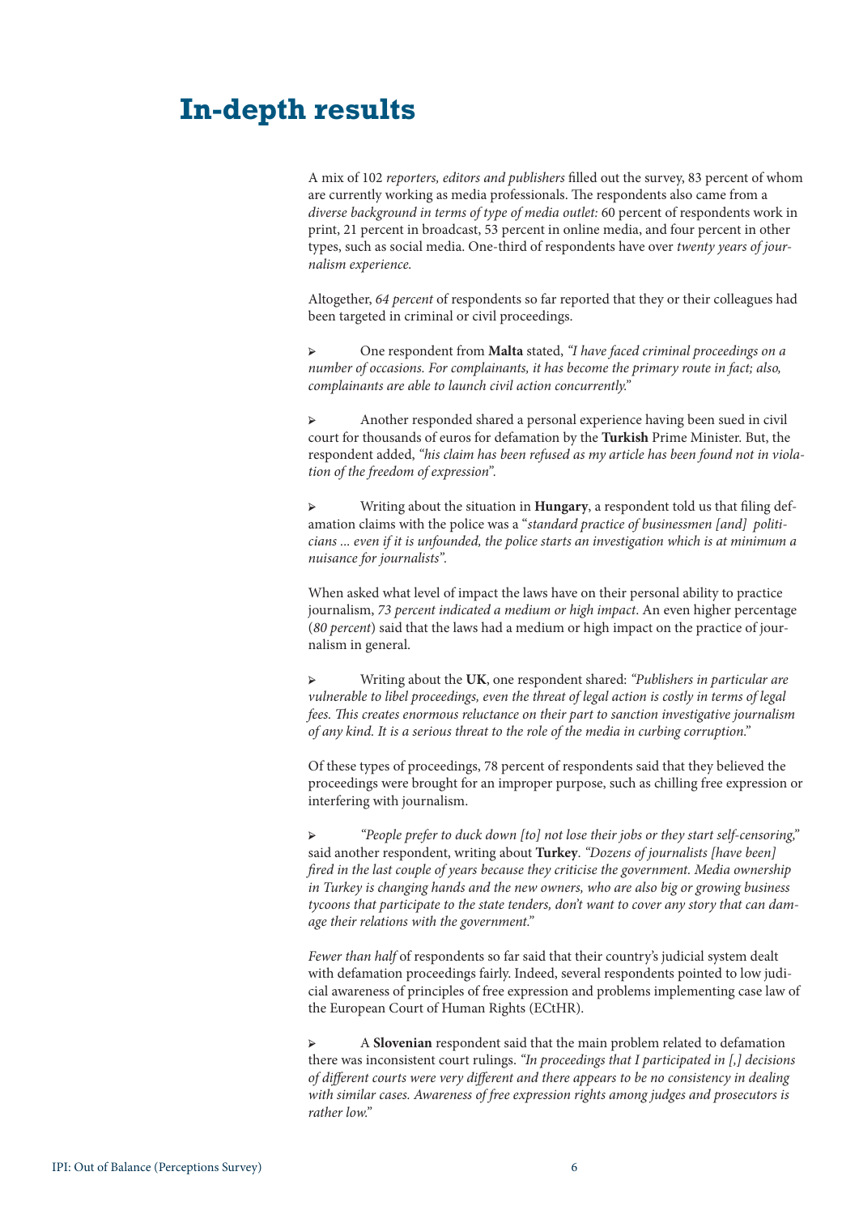# In-depth results

A mix of 102 *reporters, editors and publishers* filled out the survey, 83 percent of whom are currently working as media professionals. The respondents also came from a *diverse background in terms of type of media outlet:* 60 percent of respondents work in print, 21 percent in broadcast, 53 percent in online media, and four percent in other types, such as social media. One-third of respondents have over *twenty years of journalism experience.*

Altogether, *64 percent* of respondents so far reported that they or their colleagues had been targeted in criminal or civil proceedings.

- One respondent from **Malta** stated, *"I have faced criminal proceedings on a number of occasions. For complainants, it has become the primary route in fact; also, complainants are able to launch civil action concurrently."*

- Another responded shared a personal experience having been sued in civil court for thousands of euros for defamation by the **Turkish** Prime Minister. But, the respondent added, *"his claim has been refused as my article has been found not in violation of the freedom of expression"*.

- Writing about the situation in **Hungary**, a respondent told us that filing defamation claims with the police was a "*standard practice of businessmen [and] politicians ... even if it is unfounded, the police starts an investigation which is at minimum a nuisance for journalists"*.

When asked what level of impact the laws have on their personal ability to practice journalism, *73 percent indicated a medium or high impact*. An even higher percentage (*80 percent*) said that the laws had a medium or high impact on the practice of journalism in general.

- Writing about the **UK**, one respondent shared: *"Publishers in particular are vulnerable to libel proceedings, even the threat of legal action is costly in terms of legal fees. This creates enormous reluctance on their part to sanction investigative journalism of any kind. It is a serious threat to the role of the media in curbing corruption."*

Of these types of proceedings, 78 percent of respondents said that they believed the proceedings were brought for an improper purpose, such as chilling free expression or interfering with journalism.

- *"People prefer to duck down [to] not lose their jobs or they start self-censoring,"* said another respondent, writing about **Turkey**. *"Dozens of journalists [have been] fired in the last couple of years because they criticise the government. Media ownership in Turkey is changing hands and the new owners, who are also big or growing business tycoons that participate to the state tenders, don't want to cover any story that can damage their relations with the government."*

*Fewer than half* of respondents so far said that their country's judicial system dealt with defamation proceedings fairly. Indeed, several respondents pointed to low judicial awareness of principles of free expression and problems implementing case law of the European Court of Human Rights (ECtHR).

- A **Slovenian** respondent said that the main problem related to defamation there was inconsistent court rulings. *"In proceedings that I participated in [,] decisions of different courts were very different and there appears to be no consistency in dealing with similar cases. Awareness of free expression rights among judges and prosecutors is rather low."*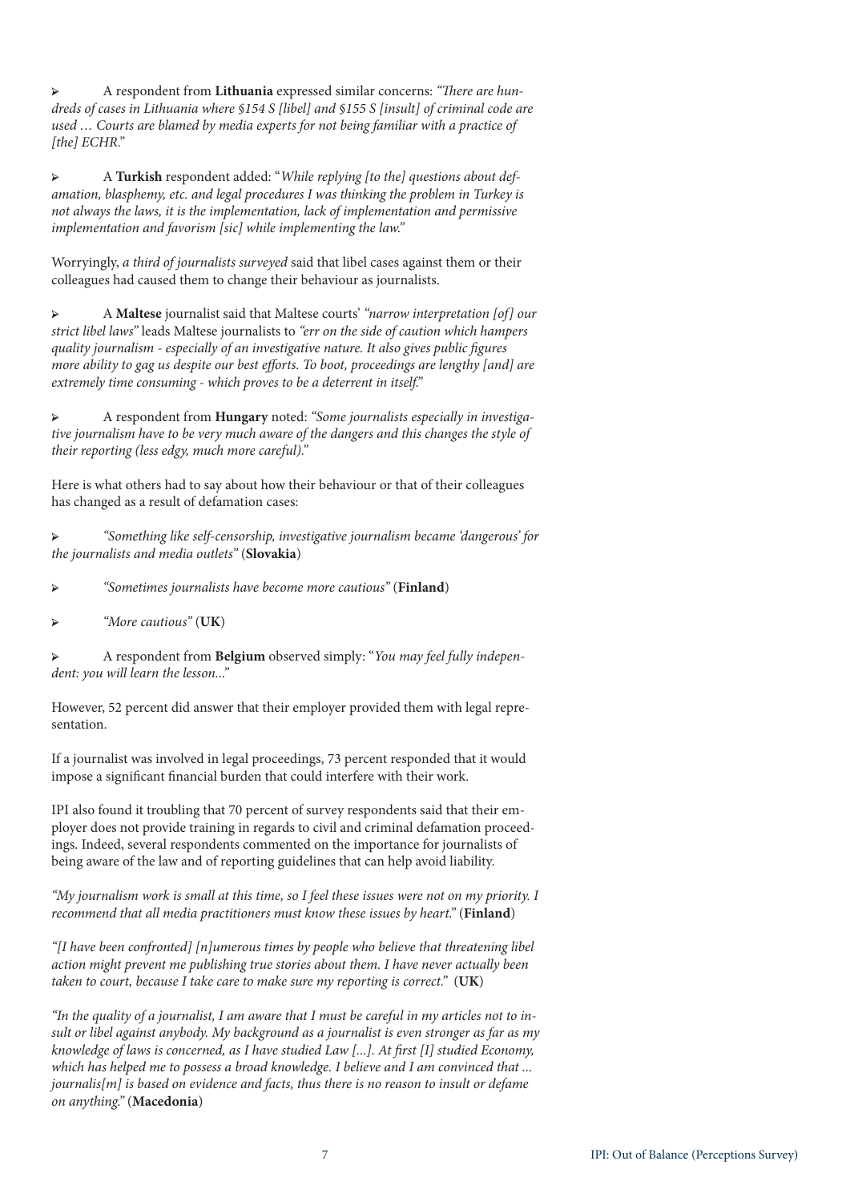- A respondent from **Lithuania** expressed similar concerns: *"There are hundreds of cases in Lithuania where §154 S [libel] and §155 S [insult] of criminal code are used … Courts are blamed by media experts for not being familiar with a practice of [the] ECHR."*

- A **Turkish** respondent added: "*While replying [to the] questions about defamation, blasphemy, etc. and legal procedures I was thinking the problem in Turkey is not always the laws, it is the implementation, lack of implementation and permissive implementation and favorism [sic] while implementing the law.*"

Worryingly, *a third of journalists surveyed* said that libel cases against them or their colleagues had caused them to change their behaviour as journalists.

- A **Maltese** journalist said that Maltese courts' *"narrow interpretation [of] our strict libel laws"* leads Maltese journalists to *"err on the side of caution which hampers quality journalism - especially of an investigative nature. It also gives public figures more ability to gag us despite our best efforts. To boot, proceedings are lengthy [and] are extremely time consuming - which proves to be a deterrent in itself."*

- A respondent from **Hungary** noted: *"Some journalists especially in investigative journalism have to be very much aware of the dangers and this changes the style of their reporting (less edgy, much more careful)."*

Here is what others had to say about how their behaviour or that of their colleagues has changed as a result of defamation cases:

- *"Something like self-censorship, investigative journalism became 'dangerous' for the journalists and media outlets"* (**Slovakia**)

- *"Sometimes journalists have become more cautious"* (**Finland**)

- *"More cautious"* (**UK**)

- A respondent from **Belgium** observed simply: "*You may feel fully independent: you will learn the lesson...*"

However, 52 percent did answer that their employer provided them with legal representation.

If a journalist was involved in legal proceedings, 73 percent responded that it would impose a significant financial burden that could interfere with their work.

IPI also found it troubling that 70 percent of survey respondents said that their employer does not provide training in regards to civil and criminal defamation proceedings. Indeed, several respondents commented on the importance for journalists of being aware of the law and of reporting guidelines that can help avoid liability.

*"My journalism work is small at this time, so I feel these issues were not on my priority. I recommend that all media practitioners must know these issues by heart."* (**Finland**)

*"[I have been confronted] [n]umerous times by people who believe that threatening libel action might prevent me publishing true stories about them. I have never actually been taken to court, because I take care to make sure my reporting is correct."* (**UK**)

*"In the quality of a journalist, I am aware that I must be careful in my articles not to insult or libel against anybody. My background as a journalist is even stronger as far as my knowledge of laws is concerned, as I have studied Law [...]. At first [I] studied Economy, which has helped me to possess a broad knowledge. I believe and I am convinced that ... journalis[m] is based on evidence and facts, thus there is no reason to insult or defame on anything."* (**Macedonia**)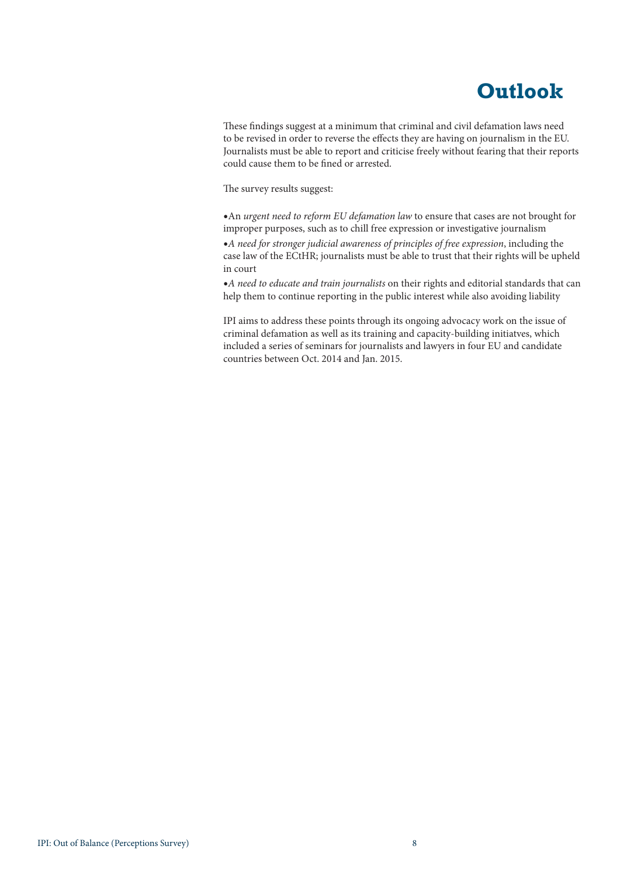# Outlook

These findings suggest at a minimum that criminal and civil defamation laws need to be revised in order to reverse the effects they are having on journalism in the EU. Journalists must be able to report and criticise freely without fearing that their reports could cause them to be fined or arrested.

The survey results suggest:

- An *urgent need to reform EU defamation law* to ensure that cases are not brought for improper purposes, such as to chill free expression or investigative journalism
- *A need for stronger judicial awareness of principles of free expression*, including the case law of the ECtHR; journalists must be able to trust that their rights will be upheld in court
- *A need to educate and train journalists* on their rights and editorial standards that can help them to continue reporting in the public interest while also avoiding liability

IPI aims to address these points through its ongoing advocacy work on the issue of criminal defamation as well as its training and capacity-building initiatves, which included a series of seminars for journalists and lawyers in four EU and candidate countries between Oct. 2014 and Jan. 2015.